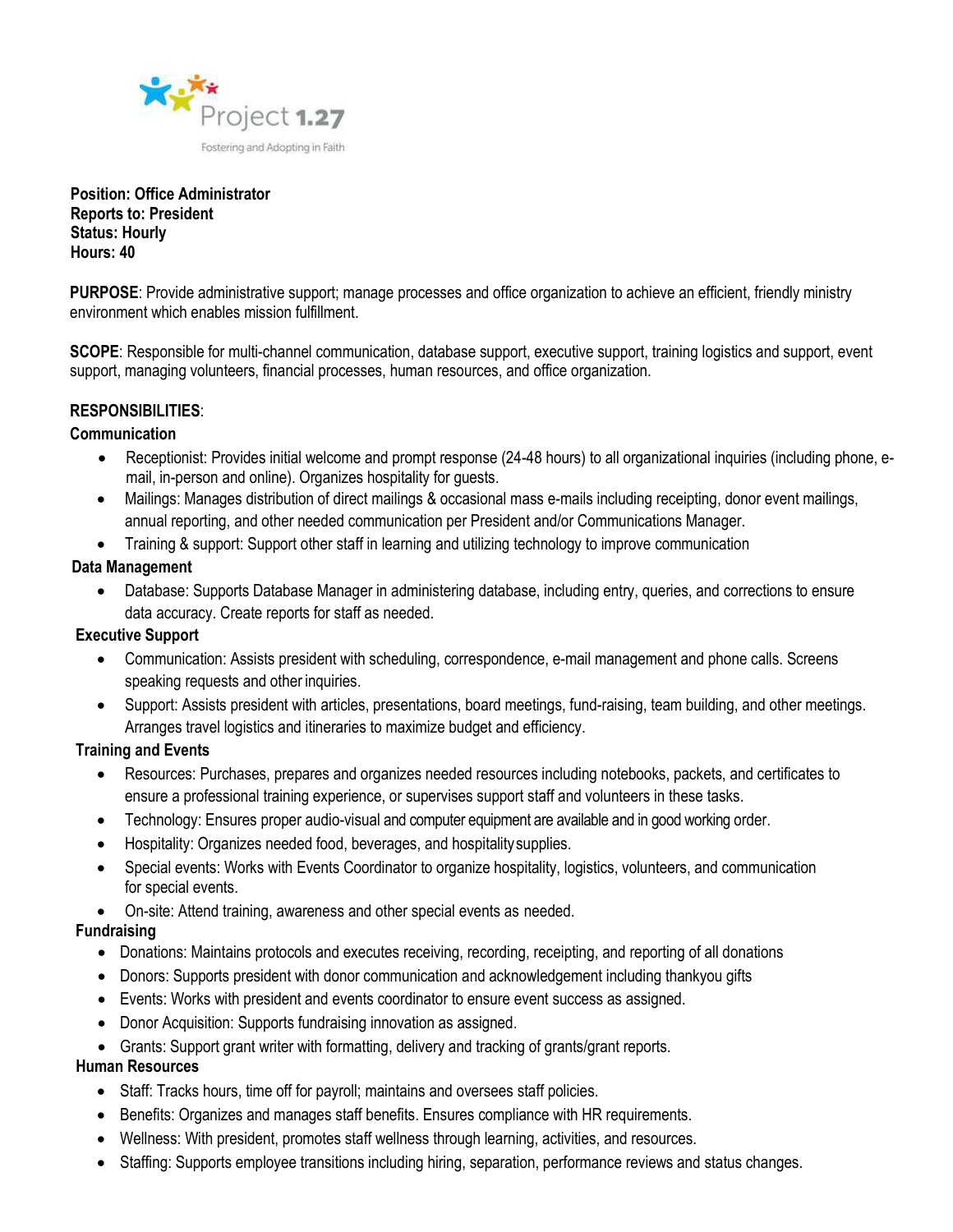Project 1.27

Fostering and Adopting in Faith

**Position: Office Administrator**
**Reports to: President**
**Status: Hourly**
**Hours: 40**

**PURPOSE**: Provide administrative support; manage processes and office organization to achieve an efficient, friendly ministry environment which enables mission fulfillment.

**SCOPE**: Responsible for multi-channel communication, database support, executive support, training logistics and support, event support, managing volunteers, financial processes, human resources, and office organization.

**RESPONSIBILITIES**:

**Communication**

- Receptionist: Provides initial welcome and prompt response (24-48 hours) to all organizational inquiries (including phone, e-mail, in-person and online). Organizes hospitality for guests.
- Mailings: Manages distribution of direct mailings & occasional mass e-mails including receipting, donor event mailings, annual reporting, and other needed communication per President and/or Communications Manager.
- Training & support: Support other staff in learning and utilizing technology to improve communication

**Data Management**

- Database: Supports Database Manager in administering database, including entry, queries, and corrections to ensure data accuracy. Create reports for staff as needed.

**Executive Support**

- Communication: Assists president with scheduling, correspondence, e-mail management and phone calls. Screens speaking requests and other inquiries.
- Support: Assists president with articles, presentations, board meetings, fund-raising, team building, and other meetings. Arranges travel logistics and itineraries to maximize budget and efficiency.

**Training and Events**

- Resources: Purchases, prepares and organizes needed resources including notebooks, packets, and certificates to ensure a professional training experience, or supervises support staff and volunteers in these tasks.
- Technology: Ensures proper audio-visual and computer equipment are available and in good working order.
- Hospitality: Organizes needed food, beverages, and hospitality supplies.
- Special events: Works with Events Coordinator to organize hospitality, logistics, volunteers, and communication for special events.
- On-site: Attend training, awareness and other special events as needed.

**Fundraising**

- Donations: Maintains protocols and executes receiving, recording, receipting, and reporting of all donations
- Donors: Supports president with donor communication and acknowledgement including thankyou gifts
- Events: Works with president and events coordinator to ensure event success as assigned.
- Donor Acquisition: Supports fundraising innovation as assigned.
- Grants: Support grant writer with formatting, delivery and tracking of grants/grant reports.

**Human Resources**

- Staff: Tracks hours, time off for payroll; maintains and oversees staff policies.
- Benefits: Organizes and manages staff benefits. Ensures compliance with HR requirements.
- Wellness: With president, promotes staff wellness through learning, activities, and resources.
- Staffing: Supports employee transitions including hiring, separation, performance reviews and status changes.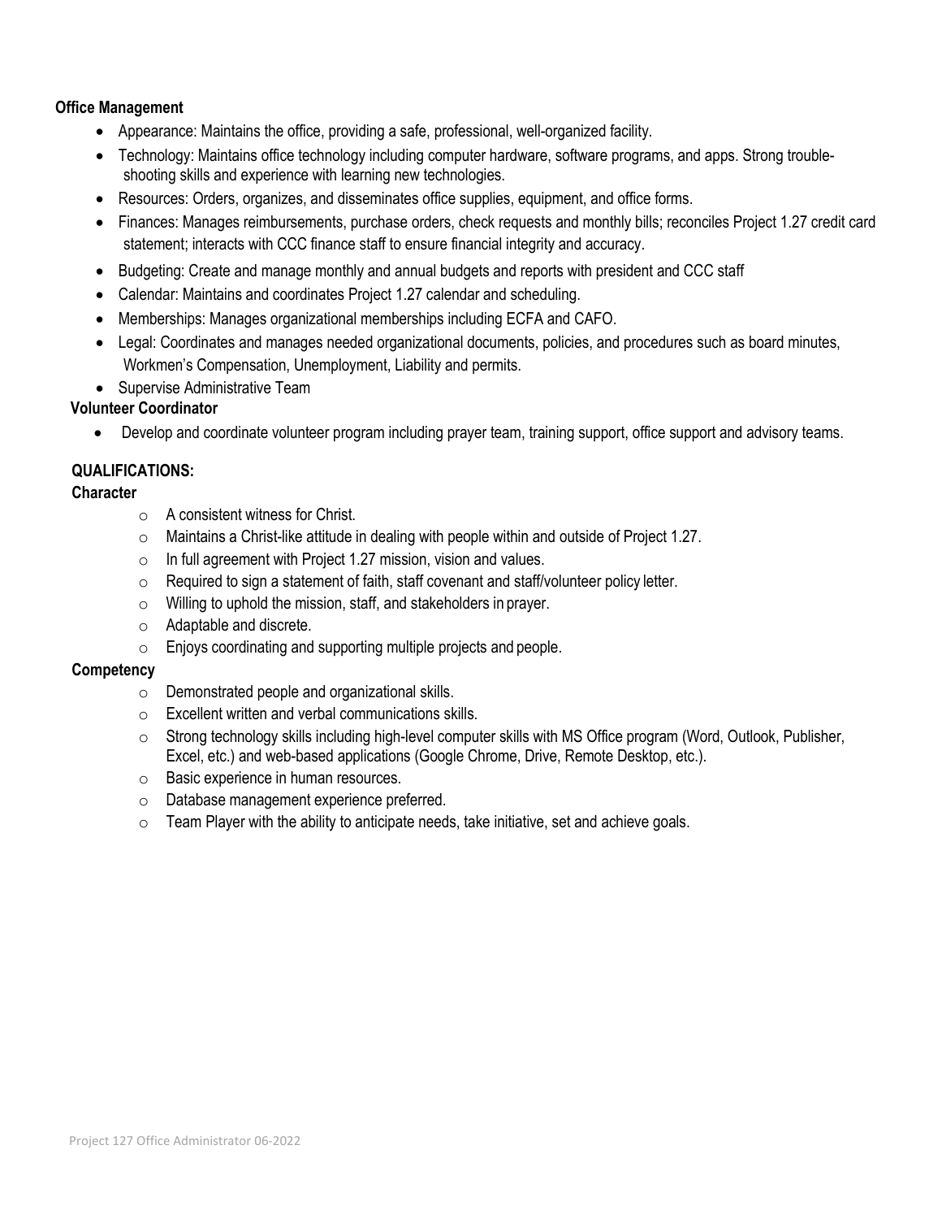**Office Management**

- Appearance: Maintains the office, providing a safe, professional, well-organized facility.
- Technology: Maintains office technology including computer hardware, software programs, and apps. Strong trouble-shooting skills and experience with learning new technologies.
- Resources: Orders, organizes, and disseminates office supplies, equipment, and office forms.
- Finances: Manages reimbursements, purchase orders, check requests and monthly bills; reconciles Project 1.27 credit card statement; interacts with CCC finance staff to ensure financial integrity and accuracy.
- Budgeting: Create and manage monthly and annual budgets and reports with president and CCC staff
- Calendar: Maintains and coordinates Project 1.27 calendar and scheduling.
- Memberships: Manages organizational memberships including ECFA and CAFO.
- Legal: Coordinates and manages needed organizational documents, policies, and procedures such as board minutes, Workmen's Compensation, Unemployment, Liability and permits.
- Supervise Administrative Team

**Volunteer Coordinator**

- Develop and coordinate volunteer program including prayer team, training support, office support and advisory teams.

**QUALIFICATIONS:**

**Character**

- A consistent witness for Christ.
- Maintains a Christ-like attitude in dealing with people within and outside of Project 1.27.
- In full agreement with Project 1.27 mission, vision and values.
- Required to sign a statement of faith, staff covenant and staff/volunteer policy letter.
- Willing to uphold the mission, staff, and stakeholders in prayer.
- Adaptable and discrete.
- Enjoys coordinating and supporting multiple projects and people.

**Competency**

- Demonstrated people and organizational skills.
- Excellent written and verbal communications skills.
- Strong technology skills including high-level computer skills with MS Office program (Word, Outlook, Publisher, Excel, etc.) and web-based applications (Google Chrome, Drive, Remote Desktop, etc.).
- Basic experience in human resources.
- Database management experience preferred.
- Team Player with the ability to anticipate needs, take initiative, set and achieve goals.